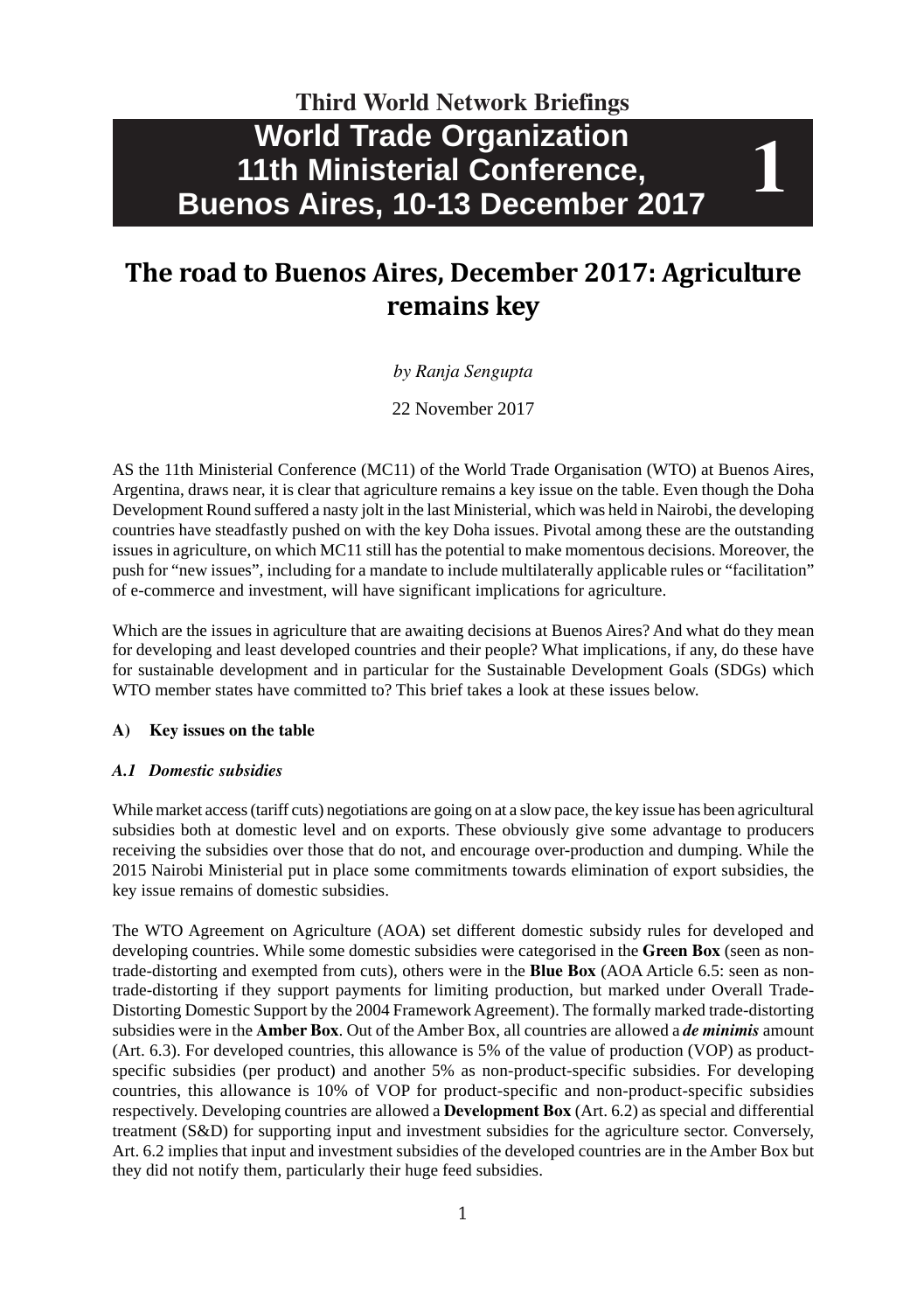**Third World Network Briefings**

# World Trade Organization 11th Ministerial Conference, Buenos Aires, 10-13 December 2017

**1**

## The road to Buenos Aires, December 2017: Agriculture remains key

*by Ranja Sengupta*

22 November 2017

AS the 11th Ministerial Conference (MC11) of the World Trade Organisation (WTO) at Buenos Aires, Argentina, draws near, it is clear that agriculture remains a key issue on the table. Even though the Doha Development Round suffered a nasty jolt in the last Ministerial, which was held in Nairobi, the developing countries have steadfastly pushed on with the key Doha issues. Pivotal among these are the outstanding issues in agriculture, on which MC11 still has the potential to make momentous decisions. Moreover, the push for "new issues", including for a mandate to include multilaterally applicable rules or "facilitation" of e-commerce and investment, will have significant implications for agriculture.

Which are the issues in agriculture that are awaiting decisions at Buenos Aires? And what do they mean for developing and least developed countries and their people? What implications, if any, do these have for sustainable development and in particular for the Sustainable Development Goals (SDGs) which WTO member states have committed to? This brief takes a look at these issues below.

### A) Key issues on the table

#### *A.1 Domestic subsidies*

While market access (tariff cuts) negotiations are going on at a slow pace, the key issue has been agricultural subsidies both at domestic level and on exports. These obviously give some advantage to producers receiving the subsidies over those that do not, and encourage over-production and dumping. While the 2015 Nairobi Ministerial put in place some commitments towards elimination of export subsidies, the key issue remains of domestic subsidies.

The WTO Agreement on Agriculture (AOA) set different domestic subsidy rules for developed and developing countries. While some domestic subsidies were categorised in the **Green Box** (seen as non-trade-distorting and exempted from cuts), others were in the **Blue Box** (AOA Article 6.5: seen as non-trade-distorting if they support payments for limiting production, but marked under Overall Trade-Distorting Domestic Support by the 2004 Framework Agreement). The formally marked trade-distorting subsidies were in the **Amber Box**. Out of the Amber Box, all countries are allowed a ***de minimis*** amount (Art. 6.3). For developed countries, this allowance is 5% of the value of production (VOP) as product-specific subsidies (per product) and another 5% as non-product-specific subsidies. For developing countries, this allowance is 10% of VOP for product-specific and non-product-specific subsidies respectively. Developing countries are allowed a **Development Box** (Art. 6.2) as special and differential treatment (S&D) for supporting input and investment subsidies for the agriculture sector. Conversely, Art. 6.2 implies that input and investment subsidies of the developed countries are in the Amber Box but they did not notify them, particularly their huge feed subsidies.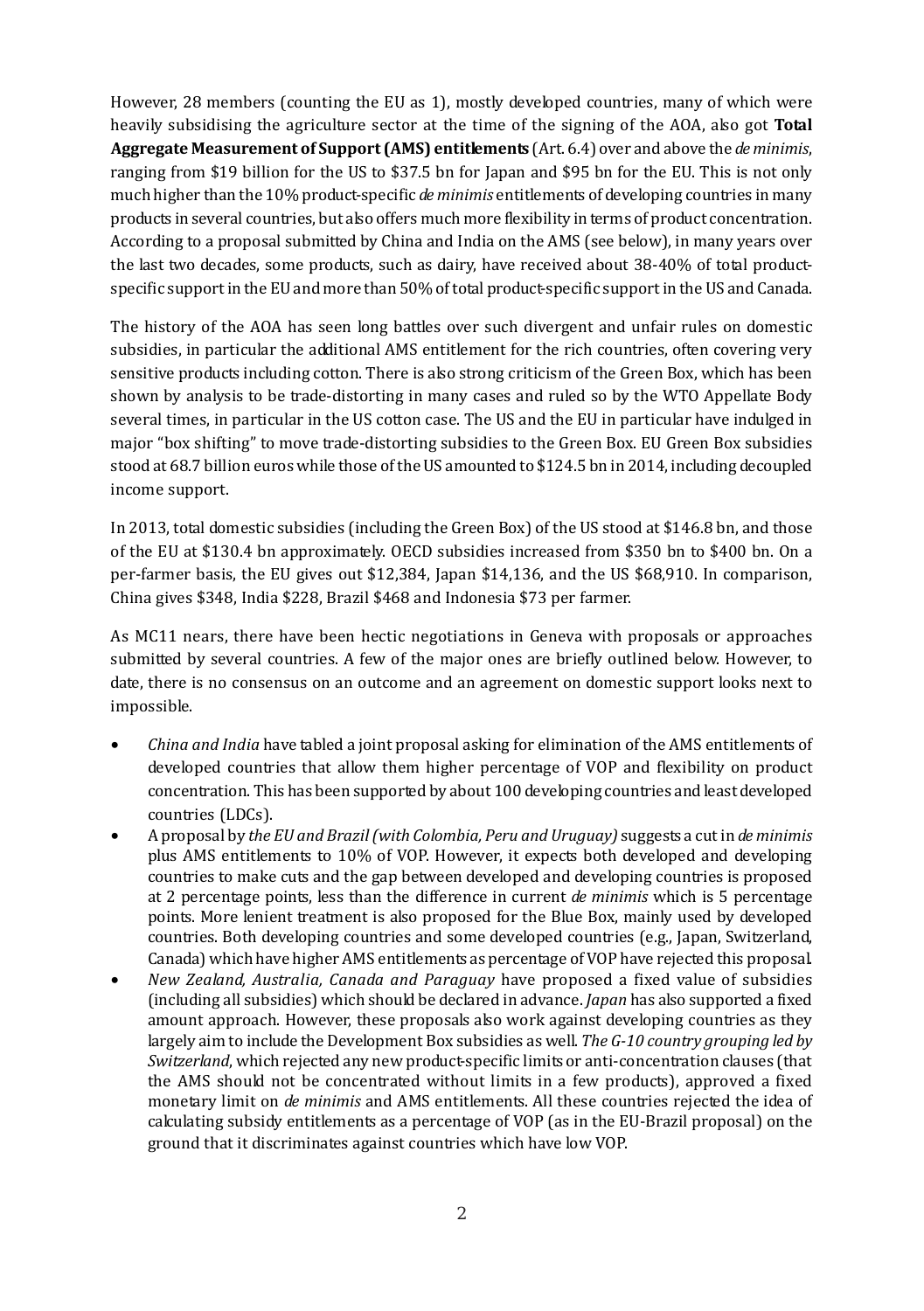However, 28 members (counting the EU as 1), mostly developed countries, many of which were heavily subsidising the agriculture sector at the time of the signing of the AOA, also got **Total Aggregate Measurement of Support (AMS) entitlements** (Art. 6.4) over and above the *de minimis*, ranging from $19 billion for the US to $37.5 bn for Japan and $95 bn for the EU. This is not only much higher than the 10% product-specific *de minimis* entitlements of developing countries in many products in several countries, but also offers much more flexibility in terms of product concentration. According to a proposal submitted by China and India on the AMS (see below), in many years over the last two decades, some products, such as dairy, have received about 38-40% of total product-specific support in the EU and more than 50% of total product-specific support in the US and Canada.

The history of the AOA has seen long battles over such divergent and unfair rules on domestic subsidies, in particular the additional AMS entitlement for the rich countries, often covering very sensitive products including cotton. There is also strong criticism of the Green Box, which has been shown by analysis to be trade-distorting in many cases and ruled so by the WTO Appellate Body several times, in particular in the US cotton case. The US and the EU in particular have indulged in major "box shifting" to move trade-distorting subsidies to the Green Box. EU Green Box subsidies stood at 68.7 billion euros while those of the US amounted to $124.5 bn in 2014, including decoupled income support.

In 2013, total domestic subsidies (including the Green Box) of the US stood at $146.8 bn, and those of the EU at $130.4 bn approximately. OECD subsidies increased from $350 bn to $400 bn. On a per-farmer basis, the EU gives out $12,384, Japan $14,136, and the US $68,910. In comparison, China gives $348, India $228, Brazil $468 and Indonesia $73 per farmer.

As MC11 nears, there have been hectic negotiations in Geneva with proposals or approaches submitted by several countries. A few of the major ones are briefly outlined below. However, to date, there is no consensus on an outcome and an agreement on domestic support looks next to impossible.

- *China and India* have tabled a joint proposal asking for elimination of the AMS entitlements of developed countries that allow them higher percentage of VOP and flexibility on product concentration. This has been supported by about 100 developing countries and least developed countries (LDCs).
- A proposal by *the EU and Brazil (with Colombia, Peru and Uruguay)* suggests a cut in *de minimis* plus AMS entitlements to 10% of VOP. However, it expects both developed and developing countries to make cuts and the gap between developed and developing countries is proposed at 2 percentage points, less than the difference in current *de minimis* which is 5 percentage points. More lenient treatment is also proposed for the Blue Box, mainly used by developed countries. Both developing countries and some developed countries (e.g., Japan, Switzerland, Canada) which have higher AMS entitlements as percentage of VOP have rejected this proposal.
- *New Zealand, Australia, Canada and Paraguay* have proposed a fixed value of subsidies (including all subsidies) which should be declared in advance. *Japan* has also supported a fixed amount approach. However, these proposals also work against developing countries as they largely aim to include the Development Box subsidies as well. *The G-10 country grouping led by Switzerland*, which rejected any new product-specific limits or anti-concentration clauses (that the AMS should not be concentrated without limits in a few products), approved a fixed monetary limit on *de minimis* and AMS entitlements. All these countries rejected the idea of calculating subsidy entitlements as a percentage of VOP (as in the EU-Brazil proposal) on the ground that it discriminates against countries which have low VOP.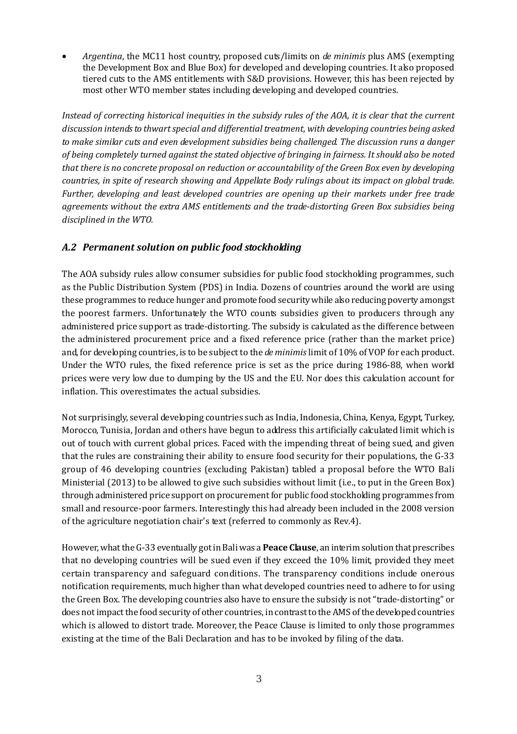- *Argentina*, the MC11 host country, proposed cuts/limits on *de minimis* plus AMS (exempting the Development Box and Blue Box) for developed and developing countries. It also proposed tiered cuts to the AMS entitlements with S&D provisions. However, this has been rejected by most other WTO member states including developing and developed countries.

*Instead of correcting historical inequities in the subsidy rules of the AOA, it is clear that the current discussion intends to thwart special and differential treatment, with developing countries being asked to make similar cuts and even development subsidies being challenged. The discussion runs a danger of being completely turned against the stated objective of bringing in fairness. It should also be noted that there is no concrete proposal on reduction or accountability of the Green Box even by developing countries, in spite of research showing and Appellate Body rulings about its impact on global trade. Further, developing and least developed countries are opening up their markets under free trade agreements without the extra AMS entitlements and the trade-distorting Green Box subsidies being disciplined in the WTO.*

### *A.2 Permanent solution on public food stockholding*

The AOA subsidy rules allow consumer subsidies for public food stockholding programmes, such as the Public Distribution System (PDS) in India. Dozens of countries around the world are using these programmes to reduce hunger and promote food security while also reducing poverty amongst the poorest farmers. Unfortunately the WTO counts subsidies given to producers through any administered price support as trade-distorting. The subsidy is calculated as the difference between the administered procurement price and a fixed reference price (rather than the market price) and, for developing countries, is to be subject to the *de minimis* limit of 10% of VOP for each product. Under the WTO rules, the fixed reference price is set as the price during 1986-88, when world prices were very low due to dumping by the US and the EU. Nor does this calculation account for inflation. This overestimates the actual subsidies.

Not surprisingly, several developing countries such as India, Indonesia, China, Kenya, Egypt, Turkey, Morocco, Tunisia, Jordan and others have begun to address this artificially calculated limit which is out of touch with current global prices. Faced with the impending threat of being sued, and given that the rules are constraining their ability to ensure food security for their populations, the G-33 group of 46 developing countries (excluding Pakistan) tabled a proposal before the WTO Bali Ministerial (2013) to be allowed to give such subsidies without limit (i.e., to put in the Green Box) through administered price support on procurement for public food stockholding programmes from small and resource-poor farmers. Interestingly this had already been included in the 2008 version of the agriculture negotiation chair's text (referred to commonly as Rev.4).

However, what the G-33 eventually got in Bali was a **Peace Clause**, an interim solution that prescribes that no developing countries will be sued even if they exceed the 10% limit, provided they meet certain transparency and safeguard conditions. The transparency conditions include onerous notification requirements, much higher than what developed countries need to adhere to for using the Green Box. The developing countries also have to ensure the subsidy is not "trade-distorting" or does not impact the food security of other countries, in contrast to the AMS of the developed countries which is allowed to distort trade. Moreover, the Peace Clause is limited to only those programmes existing at the time of the Bali Declaration and has to be invoked by filing of the data.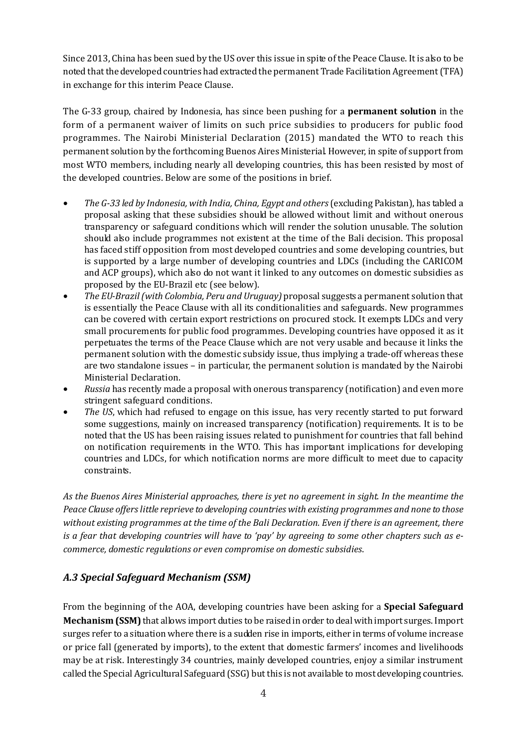Since 2013, China has been sued by the US over this issue in spite of the Peace Clause. It is also to be noted that the developed countries had extracted the permanent Trade Facilitation Agreement (TFA) in exchange for this interim Peace Clause.

The G-33 group, chaired by Indonesia, has since been pushing for a **permanent solution** in the form of a permanent waiver of limits on such price subsidies to producers for public food programmes. The Nairobi Ministerial Declaration (2015) mandated the WTO to reach this permanent solution by the forthcoming Buenos Aires Ministerial. However, in spite of support from most WTO members, including nearly all developing countries, this has been resisted by most of the developed countries. Below are some of the positions in brief.

- *The G-33 led by Indonesia, with India, China, Egypt and others* (excluding Pakistan), has tabled a proposal asking that these subsidies should be allowed without limit and without onerous transparency or safeguard conditions which will render the solution unusable. The solution should also include programmes not existent at the time of the Bali decision. This proposal has faced stiff opposition from most developed countries and some developing countries, but is supported by a large number of developing countries and LDCs (including the CARICOM and ACP groups), which also do not want it linked to any outcomes on domestic subsidies as proposed by the EU-Brazil etc (see below).
- *The EU-Brazil (with Colombia, Peru and Uruguay)* proposal suggests a permanent solution that is essentially the Peace Clause with all its conditionalities and safeguards. New programmes can be covered with certain export restrictions on procured stock. It exempts LDCs and very small procurements for public food programmes. Developing countries have opposed it as it perpetuates the terms of the Peace Clause which are not very usable and because it links the permanent solution with the domestic subsidy issue, thus implying a trade-off whereas these are two standalone issues – in particular, the permanent solution is mandated by the Nairobi Ministerial Declaration.
- *Russia* has recently made a proposal with onerous transparency (notification) and even more stringent safeguard conditions.
- *The US*, which had refused to engage on this issue, has very recently started to put forward some suggestions, mainly on increased transparency (notification) requirements. It is to be noted that the US has been raising issues related to punishment for countries that fall behind on notification requirements in the WTO. This has important implications for developing countries and LDCs, for which notification norms are more difficult to meet due to capacity constraints.

*As the Buenos Aires Ministerial approaches, there is yet no agreement in sight. In the meantime the Peace Clause offers little reprieve to developing countries with existing programmes and none to those without existing programmes at the time of the Bali Declaration. Even if there is an agreement, there is a fear that developing countries will have to 'pay' by agreeing to some other chapters such as e-commerce, domestic regulations or even compromise on domestic subsidies.*

### *A.3 Special Safeguard Mechanism (SSM)*

From the beginning of the AOA, developing countries have been asking for a **Special Safeguard Mechanism (SSM)** that allows import duties to be raised in order to deal with import surges. Import surges refer to a situation where there is a sudden rise in imports, either in terms of volume increase or price fall (generated by imports), to the extent that domestic farmers' incomes and livelihoods may be at risk. Interestingly 34 countries, mainly developed countries, enjoy a similar instrument called the Special Agricultural Safeguard (SSG) but this is not available to most developing countries.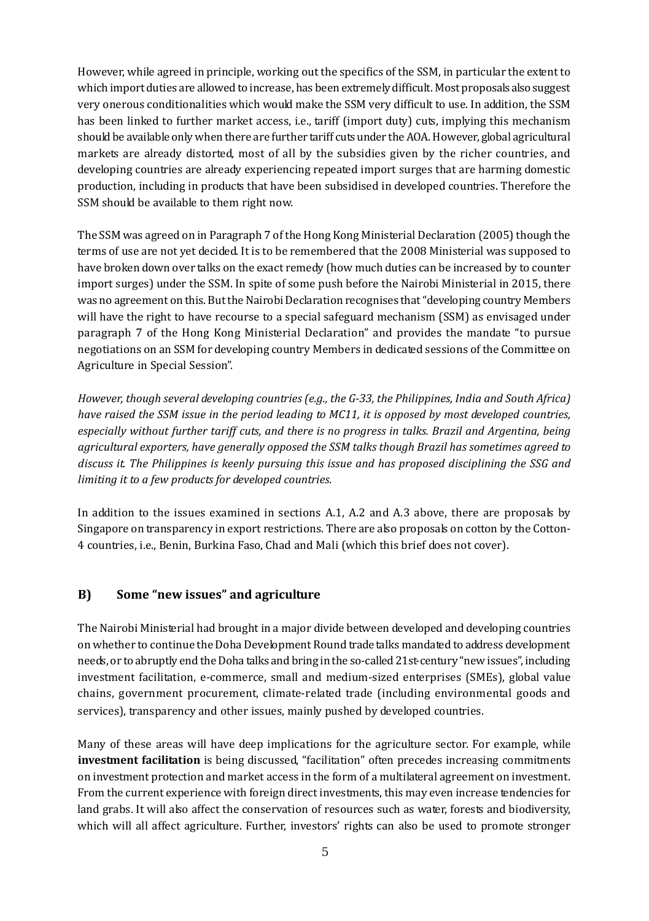However, while agreed in principle, working out the specifics of the SSM, in particular the extent to which import duties are allowed to increase, has been extremely difficult. Most proposals also suggest very onerous conditionalities which would make the SSM very difficult to use. In addition, the SSM has been linked to further market access, i.e., tariff (import duty) cuts, implying this mechanism should be available only when there are further tariff cuts under the AOA. However, global agricultural markets are already distorted, most of all by the subsidies given by the richer countries, and developing countries are already experiencing repeated import surges that are harming domestic production, including in products that have been subsidised in developed countries. Therefore the SSM should be available to them right now.

The SSM was agreed on in Paragraph 7 of the Hong Kong Ministerial Declaration (2005) though the terms of use are not yet decided. It is to be remembered that the 2008 Ministerial was supposed to have broken down over talks on the exact remedy (how much duties can be increased by to counter import surges) under the SSM. In spite of some push before the Nairobi Ministerial in 2015, there was no agreement on this. But the Nairobi Declaration recognises that "developing country Members will have the right to have recourse to a special safeguard mechanism (SSM) as envisaged under paragraph 7 of the Hong Kong Ministerial Declaration" and provides the mandate "to pursue negotiations on an SSM for developing country Members in dedicated sessions of the Committee on Agriculture in Special Session".

*However, though several developing countries (e.g., the G-33, the Philippines, India and South Africa) have raised the SSM issue in the period leading to MC11, it is opposed by most developed countries, especially without further tariff cuts, and there is no progress in talks. Brazil and Argentina, being agricultural exporters, have generally opposed the SSM talks though Brazil has sometimes agreed to discuss it. The Philippines is keenly pursuing this issue and has proposed disciplining the SSG and limiting it to a few products for developed countries.*

In addition to the issues examined in sections A.1, A.2 and A.3 above, there are proposals by Singapore on transparency in export restrictions. There are also proposals on cotton by the Cotton-4 countries, i.e., Benin, Burkina Faso, Chad and Mali (which this brief does not cover).

## B) Some "new issues" and agriculture

The Nairobi Ministerial had brought in a major divide between developed and developing countries on whether to continue the Doha Development Round trade talks mandated to address development needs, or to abruptly end the Doha talks and bring in the so-called 21st-century "new issues", including investment facilitation, e-commerce, small and medium-sized enterprises (SMEs), global value chains, government procurement, climate-related trade (including environmental goods and services), transparency and other issues, mainly pushed by developed countries.

Many of these areas will have deep implications for the agriculture sector. For example, while **investment facilitation** is being discussed, "facilitation" often precedes increasing commitments on investment protection and market access in the form of a multilateral agreement on investment. From the current experience with foreign direct investments, this may even increase tendencies for land grabs. It will also affect the conservation of resources such as water, forests and biodiversity, which will all affect agriculture. Further, investors' rights can also be used to promote stronger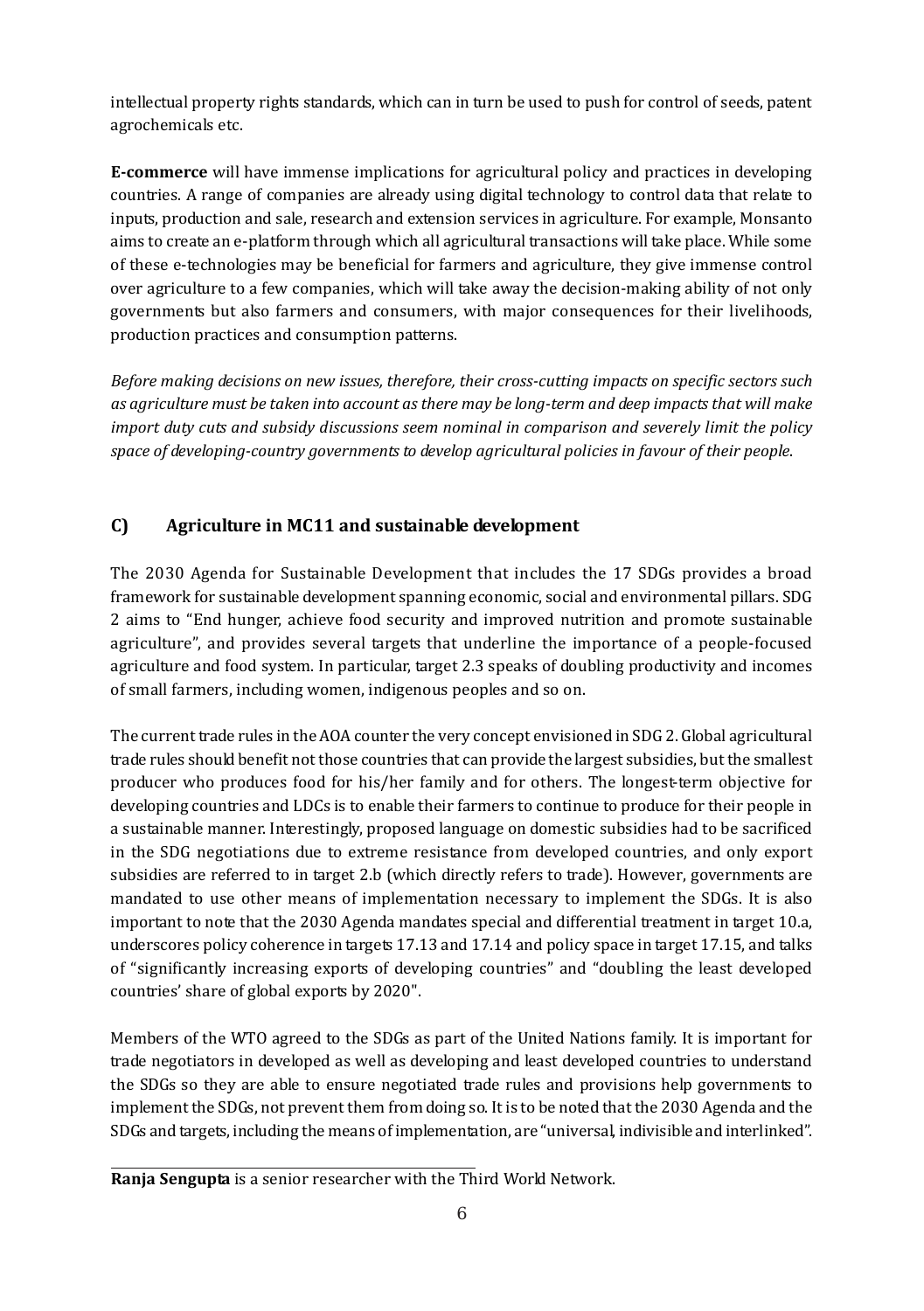intellectual property rights standards, which can in turn be used to push for control of seeds, patent agrochemicals etc.

**E-commerce** will have immense implications for agricultural policy and practices in developing countries. A range of companies are already using digital technology to control data that relate to inputs, production and sale, research and extension services in agriculture. For example, Monsanto aims to create an e-platform through which all agricultural transactions will take place. While some of these e-technologies may be beneficial for farmers and agriculture, they give immense control over agriculture to a few companies, which will take away the decision-making ability of not only governments but also farmers and consumers, with major consequences for their livelihoods, production practices and consumption patterns.

*Before making decisions on new issues, therefore, their cross-cutting impacts on specific sectors such as agriculture must be taken into account as there may be long-term and deep impacts that will make import duty cuts and subsidy discussions seem nominal in comparison and severely limit the policy space of developing-country governments to develop agricultural policies in favour of their people*.

## C) Agriculture in MC11 and sustainable development

The 2030 Agenda for Sustainable Development that includes the 17 SDGs provides a broad framework for sustainable development spanning economic, social and environmental pillars. SDG 2 aims to "End hunger, achieve food security and improved nutrition and promote sustainable agriculture", and provides several targets that underline the importance of a people-focused agriculture and food system. In particular, target 2.3 speaks of doubling productivity and incomes of small farmers, including women, indigenous peoples and so on.

The current trade rules in the AOA counter the very concept envisioned in SDG 2. Global agricultural trade rules should benefit not those countries that can provide the largest subsidies, but the smallest producer who produces food for his/her family and for others. The longest-term objective for developing countries and LDCs is to enable their farmers to continue to produce for their people in a sustainable manner. Interestingly, proposed language on domestic subsidies had to be sacrificed in the SDG negotiations due to extreme resistance from developed countries, and only export subsidies are referred to in target 2.b (which directly refers to trade). However, governments are mandated to use other means of implementation necessary to implement the SDGs. It is also important to note that the 2030 Agenda mandates special and differential treatment in target 10.a, underscores policy coherence in targets 17.13 and 17.14 and policy space in target 17.15, and talks of "significantly increasing exports of developing countries" and "doubling the least developed countries' share of global exports by 2020".

Members of the WTO agreed to the SDGs as part of the United Nations family. It is important for trade negotiators in developed as well as developing and least developed countries to understand the SDGs so they are able to ensure negotiated trade rules and provisions help governments to implement the SDGs, not prevent them from doing so. It is to be noted that the 2030 Agenda and the SDGs and targets, including the means of implementation, are "universal, indivisible and interlinked".

---

**Ranja Sengupta** is a senior researcher with the Third World Network.